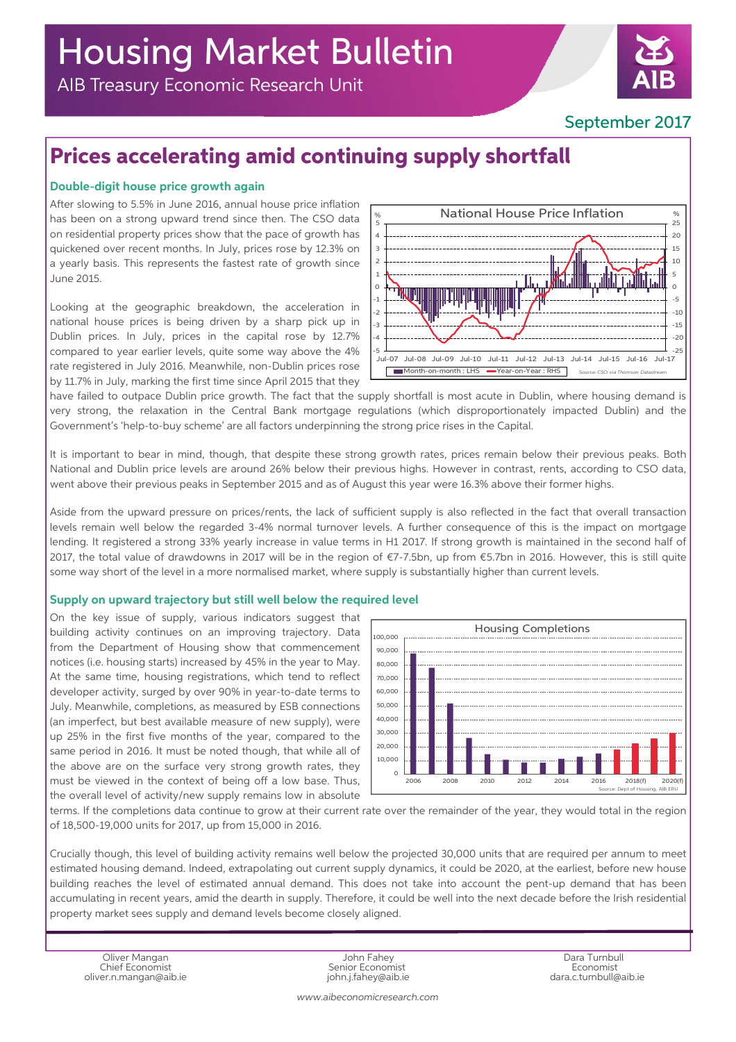# Housing Market Bulletin

AIB Treasury Economic Research Unit

September 2017

## Prices accelerating amid continuing supply shortfall

### Double-digit house price growth again

After slowing to 5.5% in June 2016, annual house price inflation has been on a strong upward trend since then. The CSO data on residential property prices show that the pace of growth has quickened over recent months. In July, prices rose by 12.3% on a yearly basis. This represents the fastest rate of growth since June 2015.

Looking at the geographic breakdown, the acceleration in national house prices is being driven by a sharp pick up in Dublin prices. In July, prices in the capital rose by 12.7% compared to year earlier levels, quite some way above the 4% rate registered in July 2016. Meanwhile, non-Dublin prices rose by 11.7% in July, marking the first time since April 2015 that they have failed to outpace Dublin price growth. The fact that the supply shortfall is most acute in Dublin, where housing demand is very strong, the relaxation in the Central Bank mortgage regulations (which disproportionately impacted Dublin) and the Government's 'help-to-buy scheme' are all factors underpinning the strong price rises in the Capital.

It is important to bear in mind, though, that despite these strong growth rates, prices remain below their previous peaks. Both National and Dublin price levels are around 26% below their previous highs. However in contrast, rents, according to CSO data, went above their previous peaks in September 2015 and as of August this year were 16.3% above their former highs.

Aside from the upward pressure on prices/rents, the lack of sufficient supply is also reflected in the fact that overall transaction levels remain well below the regarded 3-4% normal turnover levels. A further consequence of this is the impact on mortgage lending. It registered a strong 33% yearly increase in value terms in H1 2017. If strong growth is maintained in the second half of 2017, the total value of drawdowns in 2017 will be in the region of €7-7.5bn, up from €5.7bn in 2016. However, this is still quite some way short of the level in a more normalised market, where supply is substantially higher than current levels.

### Supply on upward trajectory but still well below the required level

On the key issue of supply, various indicators suggest that building activity continues on an improving trajectory. Data from the Department of Housing show that commencement notices (i.e. housing starts) increased by 45% in the year to May. At the same time, housing registrations, which tend to reflect developer activity, surged by over 90% in year-to-date terms to July. Meanwhile, completions, as measured by ESB connections (an imperfect, but best available measure of new supply), were up 25% in the first five months of the year, compared to the same period in 2016. It must be noted though, that while all of the above are on the surface very strong growth rates, they must be viewed in the context of being off a low base. Thus, the overall level of activity/new supply remains low in absolute terms. If the completions data continue to grow at their current rate over the remainder of the year, they would total in the region of 18,500-19,000 units for 2017, up from 15,000 in 2016.

Crucially though, this level of building activity remains well below the projected 30,000 units that are required per annum to meet estimated housing demand. Indeed, extrapolating out current supply dynamics, it could be 2020, at the earliest, before new house building reaches the level of estimated annual demand. This does not take into account the pent-up demand that has been accumulating in recent years, amid the dearth in supply. Therefore, it could be well into the next decade before the Irish residential property market sees supply and demand levels become closely aligned.

| Oliver Mangan | John Fahey | Dara Turnbull |
| --- | --- | --- |
| Chief Economist | Senior Economist | Economist |
| oliver.n.mangan@aib.ie | john.j.fahey@aib.ie | dara.c.turnbull@aib.ie |

www.aibeconomicresearch.com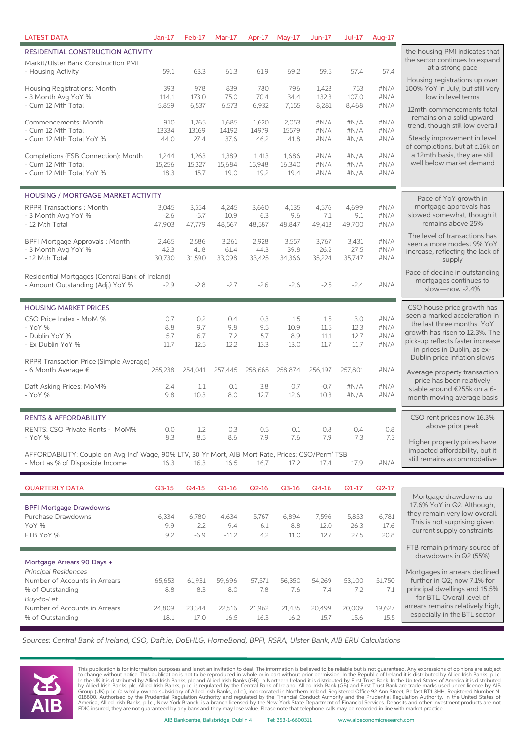| LATEST DATA | Jan-17 | Feb-17 | Mar-17 | Apr-17 | May-17 | Jun-17 | Jul-17 | Aug-17 | |
|---|---|---|---|---|---|---|---|---|---|
| **RESIDENTIAL CONSTRUCTION ACTIVITY** | | | | | | | | | |
| Markit/Ulster Bank Construction PMI | | | | | | | | | the housing PMI indicates that the sector continues to expand at a strong pace |
| - Housing Activity | 59.1 | 63.3 | 61.3 | 61.9 | 69.2 | 59.5 | 57.4 | 57.4 | |
| Housing Registrations: Month | 393 | 978 | 839 | 780 | 796 | 1,423 | 753 | #N/A | Housing registrations up over 100% YoY in July, but still very low in level terms |
| - 3 Month Avg YoY % | 114.1 | 173.0 | 75.0 | 70.4 | 34.4 | 132.3 | 107.0 | #N/A | |
| - Cum 12 Mth Total | 5,859 | 6,537 | 6,573 | 6,932 | 7,155 | 8,281 | 8,468 | #N/A | |
| Commencements: Month | 910 | 1,265 | 1,685 | 1,620 | 2,053 | #N/A | #N/A | #N/A | 12mth commencements total remains on a solid upward trend, though still low overall |
| - Cum 12 Mth Total | 13334 | 13169 | 14192 | 14979 | 15579 | #N/A | #N/A | #N/A | |
| - Cum 12 Mth Total YoY % | 44.0 | 27.4 | 37.6 | 46.2 | 41.8 | #N/A | #N/A | #N/A | |
| Completions (ESB Connection): Month | 1,244 | 1,263 | 1,389 | 1,413 | 1,686 | #N/A | #N/A | #N/A | Steady improvement in level of completions, but at c.16k on a 12mth basis, they are still well below market demand |
| - Cum 12 Mth Total | 15,256 | 15,327 | 15,684 | 15,948 | 16,340 | #N/A | #N/A | #N/A | |
| - Cum 12 Mth Total YoY % | 18.3 | 15.7 | 19.0 | 19.2 | 19.4 | #N/A | #N/A | #N/A | |
| **HOUSING / MORTGAGE MARKET ACTIVITY** | | | | | | | | | |
| RPPR Transactions : Month | 3,045 | 3,554 | 4,245 | 3,660 | 4,135 | 4,576 | 4,699 | #N/A | Pace of YoY growth in mortgage approvals has slowed somewhat, though it remains above 25% |
| - 3 Month Avg YoY % | -2.6 | -5.7 | 10.9 | 6.3 | 9.6 | 7.1 | 9.1 | #N/A | |
| - 12 Mth Total | 47,903 | 47,779 | 48,567 | 48,587 | 48,847 | 49,413 | 49,700 | #N/A | |
| BPFI Mortgage Approvals : Month | 2,465 | 2,586 | 3,261 | 2,928 | 3,557 | 3,767 | 3,431 | #N/A | The level of transactions has seen a more modest 9% YoY increase, reflecting the lack of supply |
| - 3 Month Avg YoY % | 42.3 | 41.8 | 61.4 | 44.3 | 39.8 | 26.2 | 27.5 | #N/A | |
| - 12 Mth Total | 30,730 | 31,590 | 33,098 | 33,425 | 34,366 | 35,224 | 35,747 | #N/A | |
| Residential Mortgages (Central Bank of Ireland) | | | | | | | | | Pace of decline in outstanding mortgages continues to slow—now -2.4% |
| - Amount Outstanding (Adj.) YoY % | -2.9 | -2.8 | -2.7 | -2.6 | -2.6 | -2.5 | -2.4 | #N/A | |
| **HOUSING MARKET PRICES** | | | | | | | | | |
| CSO Price Index - MoM % | 0.7 | 0.2 | 0.4 | 0.3 | 1.5 | 1.5 | 3.0 | #N/A | CSO house price growth has seen a marked acceleration in the last three months. YoY growth has risen to 12.3%. The pick-up reflects faster increase in prices in Dublin, as ex-Dublin price inflation slows |
| - YoY % | 8.8 | 9.7 | 9.8 | 9.5 | 10.9 | 11.5 | 12.3 | #N/A | |
| - Dublin YoY % | 5.7 | 6.7 | 7.2 | 5.7 | 8.9 | 11.1 | 12.7 | #N/A | |
| - Ex Dublin YoY % | 11.7 | 12.5 | 12.2 | 13.3 | 13.0 | 11.7 | 11.7 | #N/A | |
| RPPR Transaction Price (Simple Average) | | | | | | | | | Average property transaction price has been relatively stable around €255k on a 6-month moving average basis |
| - 6 Month Average € | 255,238 | 254,041 | 257,445 | 258,665 | 258,874 | 256,197 | 257,801 | #N/A | |
| Daft Asking Prices: MoM% | 2.4 | 1.1 | 0.1 | 3.8 | 0.7 | -0.7 | #N/A | #N/A | |
| - YoY % | 9.8 | 10.3 | 8.0 | 12.7 | 12.6 | 10.3 | #N/A | #N/A | |
| **RENTS & AFFORDABILITY** | | | | | | | | | |
| RENTS: CSO Private Rents - MoM% | 0.0 | 1.2 | 0.3 | 0.5 | 0.1 | 0.8 | 0.4 | 0.8 | CSO rent prices now 16.3% above prior peak |
| - YoY % | 8.3 | 8.5 | 8.6 | 7.9 | 7.6 | 7.9 | 7.3 | 7.3 | |
| AFFORDABILITY: Couple on Avg Ind' Wage, 90% LTV, 30 Yr Mort, AIB Mort Rate, Prices: CSO/Perm' TSB | | | | | | | | | Higher property prices have impacted affordability, but it still remains accommodative |
| - Mort as % of Disposible Income | 16.3 | 16.3 | 16.5 | 16.7 | 17.2 | 17.4 | 17.9 | #N/A | |

| QUARTERLY DATA | Q3-15 | Q4-15 | Q1-16 | Q2-16 | Q3-16 | Q4-16 | Q1-17 | Q2-17 | |
|---|---|---|---|---|---|---|---|---|---|
| **BPFI Mortgage Drawdowns** | | | | | | | | | Mortgage drawdowns up 17.6% YoY in Q2. Although, they remain very low overall. This is not surprising given current supply constraints |
| Purchase Drawdowns | 6,334 | 6,780 | 4,634 | 5,767 | 6,894 | 7,596 | 5,853 | 6,781 | |
| YoY % | 9.9 | -2.2 | -9.4 | 6.1 | 8.8 | 12.0 | 26.3 | 17.6 | |
| FTB YoY % | 9.2 | -6.9 | -11.2 | 4.2 | 11.0 | 12.7 | 27.5 | 20.8 | FTB remain primary source of drawdowns in Q2 (55%) |
| **Mortgage Arrears 90 Days +** | | | | | | | | | Mortgages in arrears declined further in Q2; now 7.1% for principal dwellings and 15.5% for BTL. Overall level of arrears remains relatively high, especially in the BTL sector |
| *Principal Residences* | | | | | | | | | |
| Number of Accounts in Arrears | 65,653 | 61,931 | 59,696 | 57,571 | 56,350 | 54,269 | 53,100 | 51,750 | |
| % of Outstanding | 8.8 | 8.3 | 8.0 | 7.8 | 7.6 | 7.4 | 7.2 | 7.1 | |
| *Buy-to-Let* | | | | | | | | | |
| Number of Accounts in Arrears | 24,809 | 23,344 | 22,516 | 21,962 | 21,435 | 20,499 | 20,009 | 19,627 | |
| % of Outstanding | 18.1 | 17.0 | 16.5 | 16.3 | 16.2 | 15.7 | 15.6 | 15.5 | |

*Sources: Central Bank of Ireland, CSO, Daft.ie, DoEHLG, HomeBond, BPFI, RSRA, Ulster Bank, AIB ERU Calculations*

This publication is for information purposes and is not an invitation to deal. The information is believed to be reliable but is not guaranteed. Any expressions of opinions are subject to change without notice. This publication is not to be reproduced in whole or in part without prior permission. In the Republic of Ireland it is distributed by Allied Irish Banks, p.l.c. In the UK it is distributed by Allied Irish Banks, plc and Allied Irish Banks (GB). In Northern Ireland it is distributed by First Trust Bank. In the United States of America it is distributed by Allied Irish Banks, plc. Allied Irish Banks, p.l.c. is regulated by the Central Bank of Ireland. Allied Irish Bank (GB) and First Trust Bank are trade marks used under licence by AIB Group (UK) p.l.c. (a wholly owned subsidiary of Allied Irish Banks, p.l.c.), incorporated in Northern Ireland. Registered Office 92 Ann Street, Belfast BT1 3HH. Registered Number NI 018800. Authorised by the Prudential Regulation Authority and regulated by the Financial Conduct Authority and the Prudential Regulation Authority. In the United States of America, Allied Irish Banks, p.l.c., New York Branch, is a branch licensed by the New York State Department of Financial Services. Deposits and other investment products are not FDIC insured, they are not guaranteed by any bank and they may lose value. Please note that telephone calls may be recorded in line with market practice.

AIB Bankcentre, Ballsbridge, Dublin 4 Tel: 353-1-6600311 www.aibeconomicresearch.com